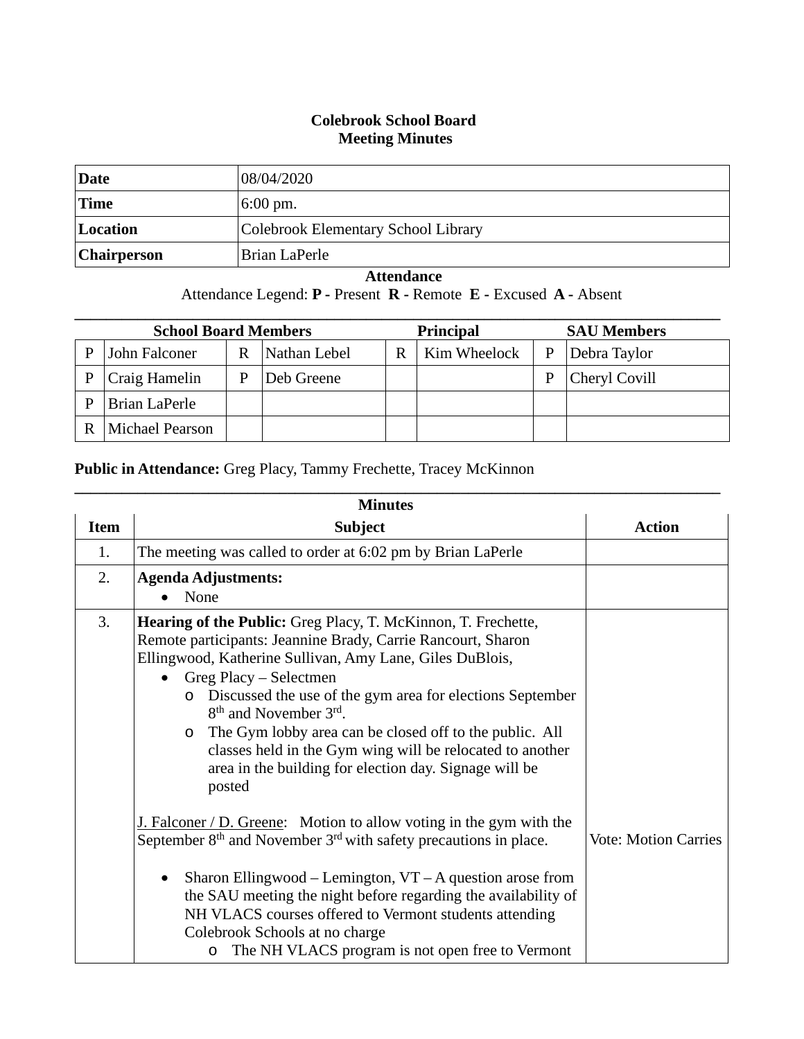# Colebrook School Board
## Meeting Minutes

| **Date** | 08/04/2020 |
|---|---|
| **Time** | 6:00 pm. |
| **Location** | Colebrook Elementary School Library |
| **Chairperson** | Brian LaPerle |

**Attendance**

Attendance Legend: **P** - Present **R** - Remote **E** - Excused **A** - Absent

| **School Board Members** | | | | **Principal** | | **SAU Members** | |
|---|---|---|---|---|---|---|---|
| P | John Falconer | R | Nathan Lebel | R | Kim Wheelock | P | Debra Taylor |
| P | Craig Hamelin | P | Deb Greene | | | P | Cheryl Covill |
| P | Brian LaPerle | | | | | | |
| R | Michael Pearson | | | | | | |

**Public in Attendance:** Greg Placy, Tammy Frechette, Tracey McKinnon

**Minutes**

| Item | Subject | Action |
|---|---|---|
| 1. | The meeting was called to order at 6:02 pm by Brian LaPerle | |
| 2. | **Agenda Adjustments:**<br>• None | |
| 3. | **Hearing of the Public:** Greg Placy, T. McKinnon, T. Frechette, Remote participants: Jeannine Brady, Carrie Rancourt, Sharon Ellingwood, Katherine Sullivan, Amy Lane, Giles DuBlois,<br>• Greg Placy – Selectmen<br>  o Discussed the use of the gym area for elections September 8th and November 3rd.<br>  o The Gym lobby area can be closed off to the public. All classes held in the Gym wing will be relocated to another area in the building for election day. Signage will be posted<br><br>J. Falconer / D. Greene: Motion to allow voting in the gym with the September 8th and November 3rd with safety precautions in place.<br><br>• Sharon Ellingwood – Lemington, VT – A question arose from the SAU meeting the night before regarding the availability of NH VLACS courses offered to Vermont students attending Colebrook Schools at no charge<br>  o The NH VLACS program is not open free to Vermont | Vote: Motion Carries |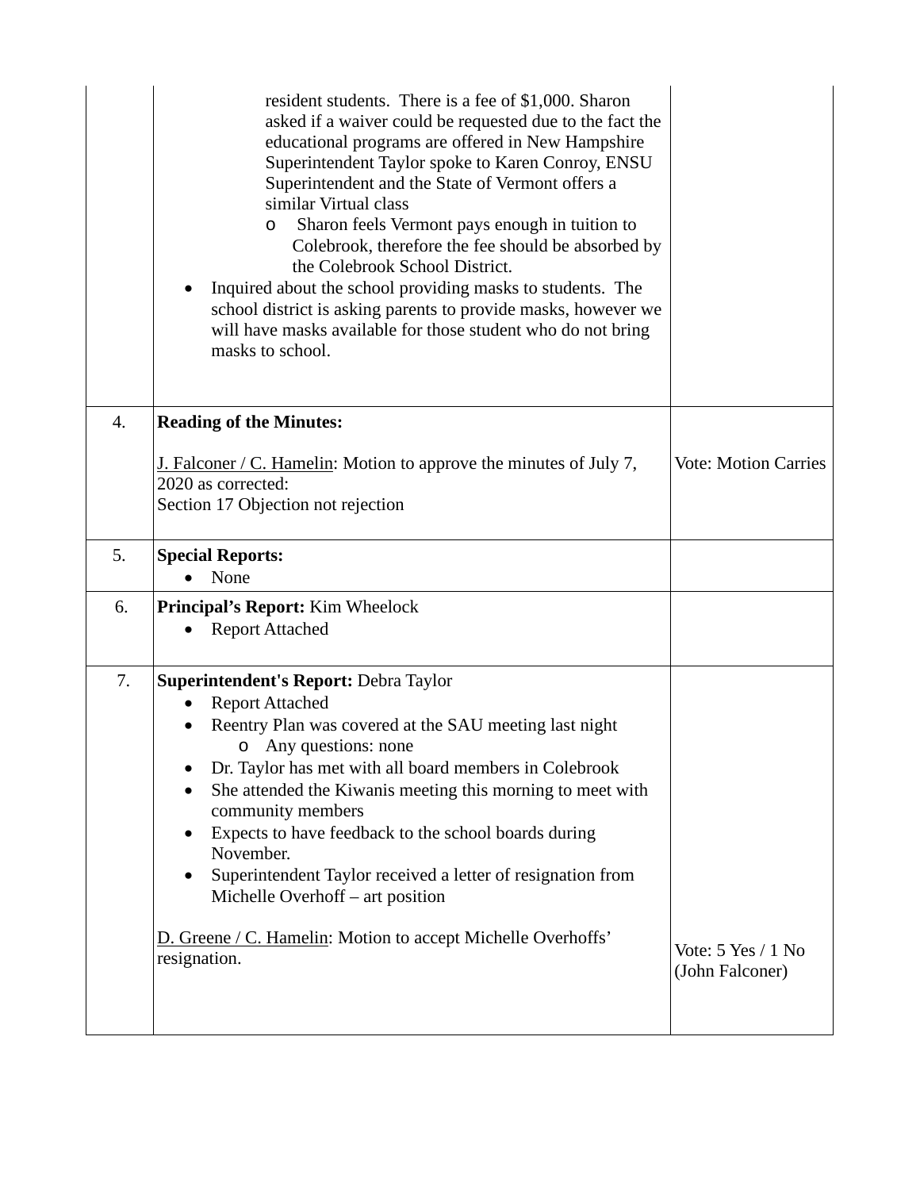| | | |
|---|---|---|
| | resident students. There is a fee of $1,000. Sharon asked if a waiver could be requested due to the fact the educational programs are offered in New Hampshire Superintendent Taylor spoke to Karen Conroy, ENSU Superintendent and the State of Vermont offers a similar Virtual class<br>o Sharon feels Vermont pays enough in tuition to Colebrook, therefore the fee should be absorbed by the Colebrook School District.<br>• Inquired about the school providing masks to students. The school district is asking parents to provide masks, however we will have masks available for those student who do not bring masks to school. | |
| 4. | **Reading of the Minutes:**<br><br>J. Falconer / C. Hamelin: Motion to approve the minutes of July 7, 2020 as corrected:<br>Section 17 Objection not rejection | Vote: Motion Carries |
| 5. | **Special Reports:**<br>• None | |
| 6. | **Principal's Report:** Kim Wheelock<br>• Report Attached | |
| 7. | **Superintendent's Report:** Debra Taylor<br>• Report Attached<br>• Reentry Plan was covered at the SAU meeting last night<br>o Any questions: none<br>• Dr. Taylor has met with all board members in Colebrook<br>• She attended the Kiwanis meeting this morning to meet with community members<br>• Expects to have feedback to the school boards during November.<br>• Superintendent Taylor received a letter of resignation from Michelle Overhoff – art position<br><br>D. Greene / C. Hamelin: Motion to accept Michelle Overhoffs' resignation. | Vote: 5 Yes / 1 No (John Falconer) |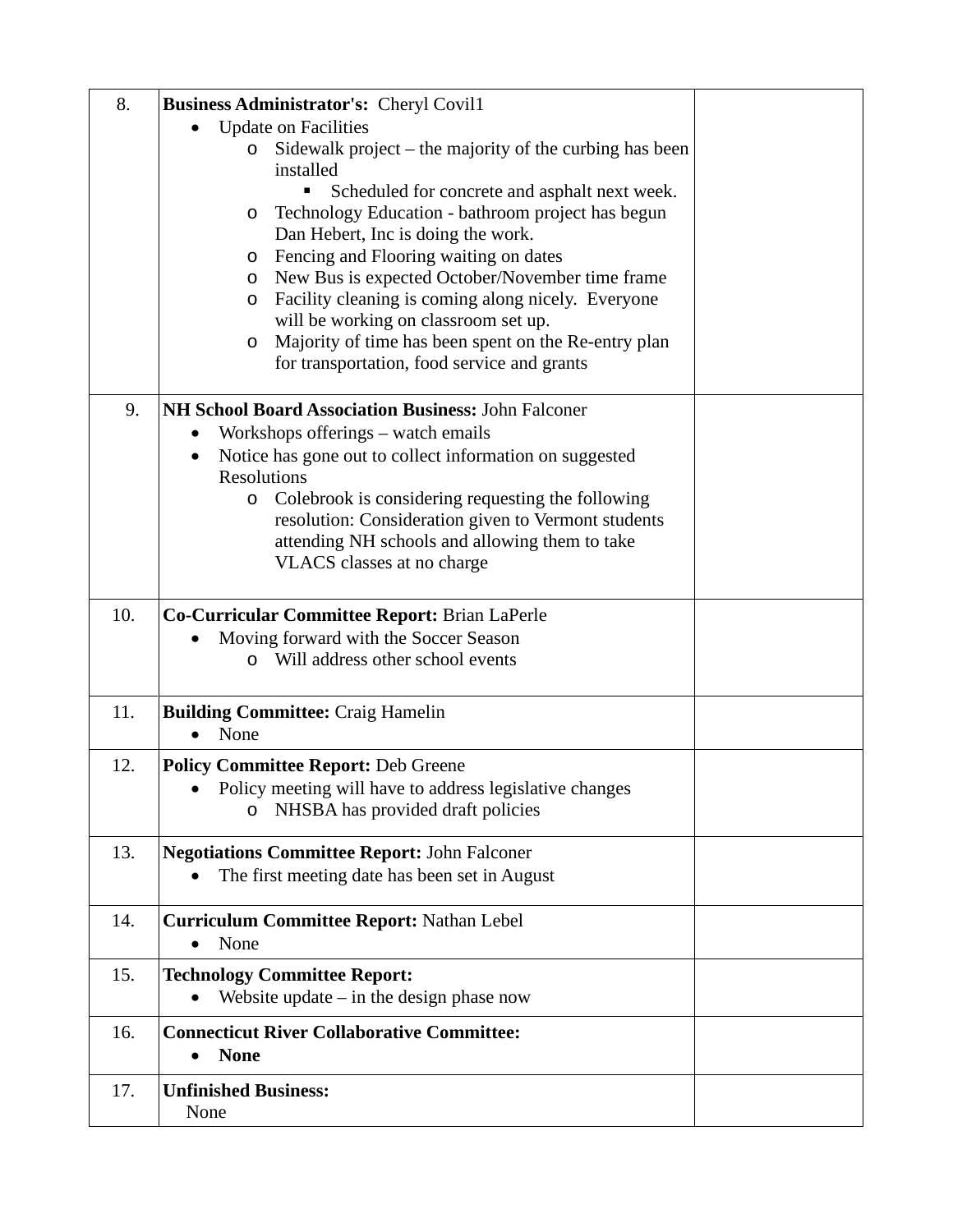| | | |
|---|---|---|
| 8. | **Business Administrator's:** Cheryl Covil1<br>• Update on Facilities<br>  o Sidewalk project – the majority of the curbing has been installed<br>    ▪ Scheduled for concrete and asphalt next week.<br>  o Technology Education - bathroom project has begun Dan Hebert, Inc is doing the work.<br>  o Fencing and Flooring waiting on dates<br>  o New Bus is expected October/November time frame<br>  o Facility cleaning is coming along nicely. Everyone will be working on classroom set up.<br>  o Majority of time has been spent on the Re-entry plan for transportation, food service and grants | |
| 9. | **NH School Board Association Business:** John Falconer<br>• Workshops offerings – watch emails<br>• Notice has gone out to collect information on suggested Resolutions<br>  o Colebrook is considering requesting the following resolution: Consideration given to Vermont students attending NH schools and allowing them to take VLACS classes at no charge | |
| 10. | **Co-Curricular Committee Report:** Brian LaPerle<br>• Moving forward with the Soccer Season<br>  o Will address other school events | |
| 11. | **Building Committee:** Craig Hamelin<br>• None | |
| 12. | **Policy Committee Report:** Deb Greene<br>• Policy meeting will have to address legislative changes<br>  o NHSBA has provided draft policies | |
| 13. | **Negotiations Committee Report:** John Falconer<br>• The first meeting date has been set in August | |
| 14. | **Curriculum Committee Report:** Nathan Lebel<br>• None | |
| 15. | **Technology Committee Report:**<br>• Website update – in the design phase now | |
| 16. | **Connecticut River Collaborative Committee:**<br>• **None** | |
| 17. | **Unfinished Business:**<br>None | |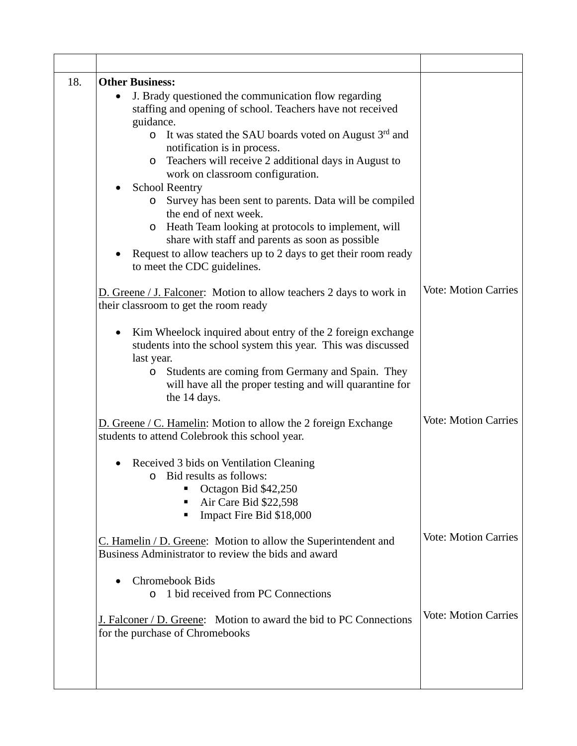| | | |
|---|---|---|
| 18. | **Other Business:**<br>• J. Brady questioned the communication flow regarding staffing and opening of school. Teachers have not received guidance.<br>  o It was stated the SAU boards voted on August 3rd and notification is in process.<br>  o Teachers will receive 2 additional days in August to work on classroom configuration.<br>• School Reentry<br>  o Survey has been sent to parents. Data will be compiled the end of next week.<br>  o Heath Team looking at protocols to implement, will share with staff and parents as soon as possible<br>• Request to allow teachers up to 2 days to get their room ready to meet the CDC guidelines.<br><br><u>D. Greene / J. Falconer</u>: Motion to allow teachers 2 days to work in their classroom to get the room ready<br><br>• Kim Wheelock inquired about entry of the 2 foreign exchange students into the school system this year. This was discussed last year.<br>  o Students are coming from Germany and Spain. They will have all the proper testing and will quarantine for the 14 days.<br><br><u>D. Greene / C. Hamelin</u>: Motion to allow the 2 foreign Exchange students to attend Colebrook this school year.<br><br>• Received 3 bids on Ventilation Cleaning<br>  o Bid results as follows:<br>    ▪ Octagon Bid $42,250<br>    ▪ Air Care Bid $22,598<br>    ▪ Impact Fire Bid $18,000<br><br><u>C. Hamelin / D. Greene</u>: Motion to allow the Superintendent and Business Administrator to review the bids and award<br><br>• Chromebook Bids<br>  o 1 bid received from PC Connections<br><br><u>J. Falconer / D. Greene</u>: Motion to award the bid to PC Connections for the purchase of Chromebooks | Vote: Motion Carries<br><br>Vote: Motion Carries<br><br>Vote: Motion Carries<br><br>Vote: Motion Carries |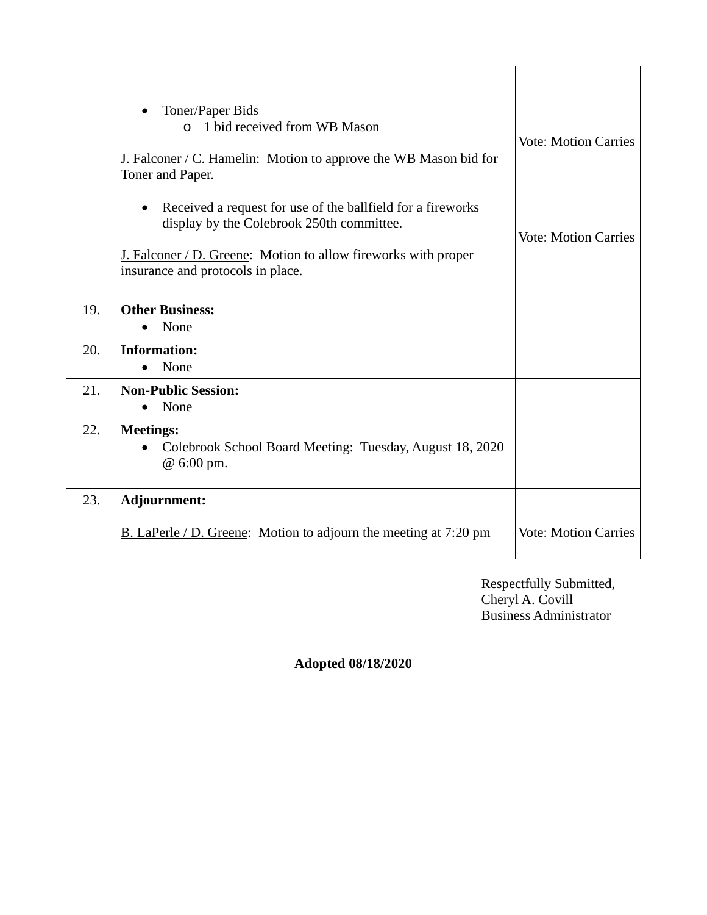| | | |
|---|---|---|
| | • Toner/Paper Bids<br>  o 1 bid received from WB Mason<br><br>J. Falconer / C. Hamelin: Motion to approve the WB Mason bid for Toner and Paper.<br><br>• Received a request for use of the ballfield for a fireworks display by the Colebrook 250th committee.<br><br>J. Falconer / D. Greene: Motion to allow fireworks with proper insurance and protocols in place. | Vote: Motion Carries<br><br><br><br>Vote: Motion Carries |
| 19. | **Other Business:**<br>• None | |
| 20. | **Information:**<br>• None | |
| 21. | **Non-Public Session:**<br>• None | |
| 22. | **Meetings:**<br>• Colebrook School Board Meeting: Tuesday, August 18, 2020 @ 6:00 pm. | |
| 23. | **Adjournment:**<br><br>B. LaPerle / D. Greene: Motion to adjourn the meeting at 7:20 pm | Vote: Motion Carries |

Respectfully Submitted,
Cheryl A. Covill
Business Administrator

**Adopted 08/18/2020**